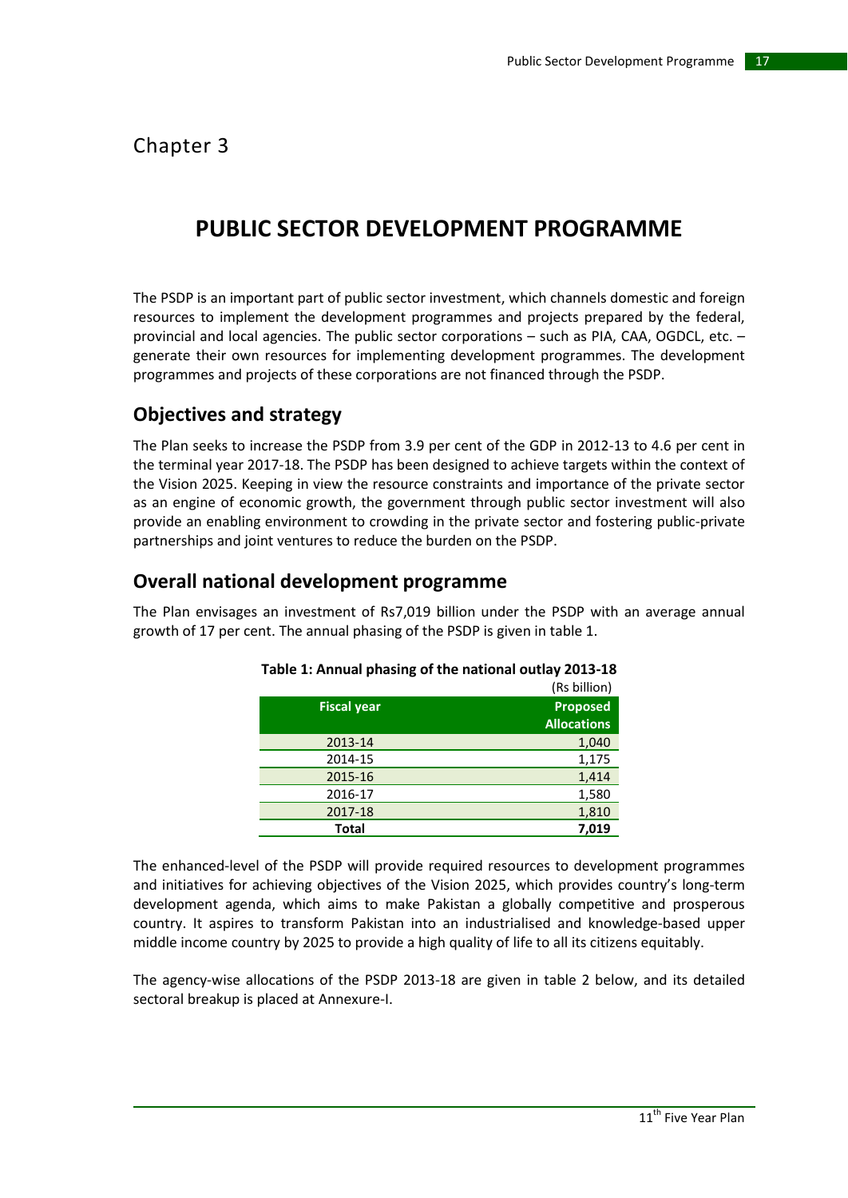Chapter 3

# PUBLIC SECTOR DEVELOPMENT PROGRAMME

The PSDP is an important part of public sector investment, which channels domestic and foreign resources to implement the development programmes and projects prepared by the federal, provincial and local agencies. The public sector corporations – such as PIA, CAA, OGDCL, etc. – generate their own resources for implementing development programmes. The development programmes and projects of these corporations are not financed through the PSDP.

## Objectives and strategy

The Plan seeks to increase the PSDP from 3.9 per cent of the GDP in 2012-13 to 4.6 per cent in the terminal year 2017-18. The PSDP has been designed to achieve targets within the context of the Vision 2025. Keeping in view the resource constraints and importance of the private sector as an engine of economic growth, the government through public sector investment will also provide an enabling environment to crowding in the private sector and fostering public-private partnerships and joint ventures to reduce the burden on the PSDP.

## Overall national development programme

The Plan envisages an investment of Rs7,019 billion under the PSDP with an average annual growth of 17 per cent. The annual phasing of the PSDP is given in table 1.

**Table 1: Annual phasing of the national outlay 2013-18**

(Rs billion)

| Fiscal year | Proposed Allocations |
|---|---|
| 2013-14 | 1,040 |
| 2014-15 | 1,175 |
| 2015-16 | 1,414 |
| 2016-17 | 1,580 |
| 2017-18 | 1,810 |
| **Total** | **7,019** |

The enhanced-level of the PSDP will provide required resources to development programmes and initiatives for achieving objectives of the Vision 2025, which provides country's long-term development agenda, which aims to make Pakistan a globally competitive and prosperous country. It aspires to transform Pakistan into an industrialised and knowledge-based upper middle income country by 2025 to provide a high quality of life to all its citizens equitably.

The agency-wise allocations of the PSDP 2013-18 are given in table 2 below, and its detailed sectoral breakup is placed at Annexure-I.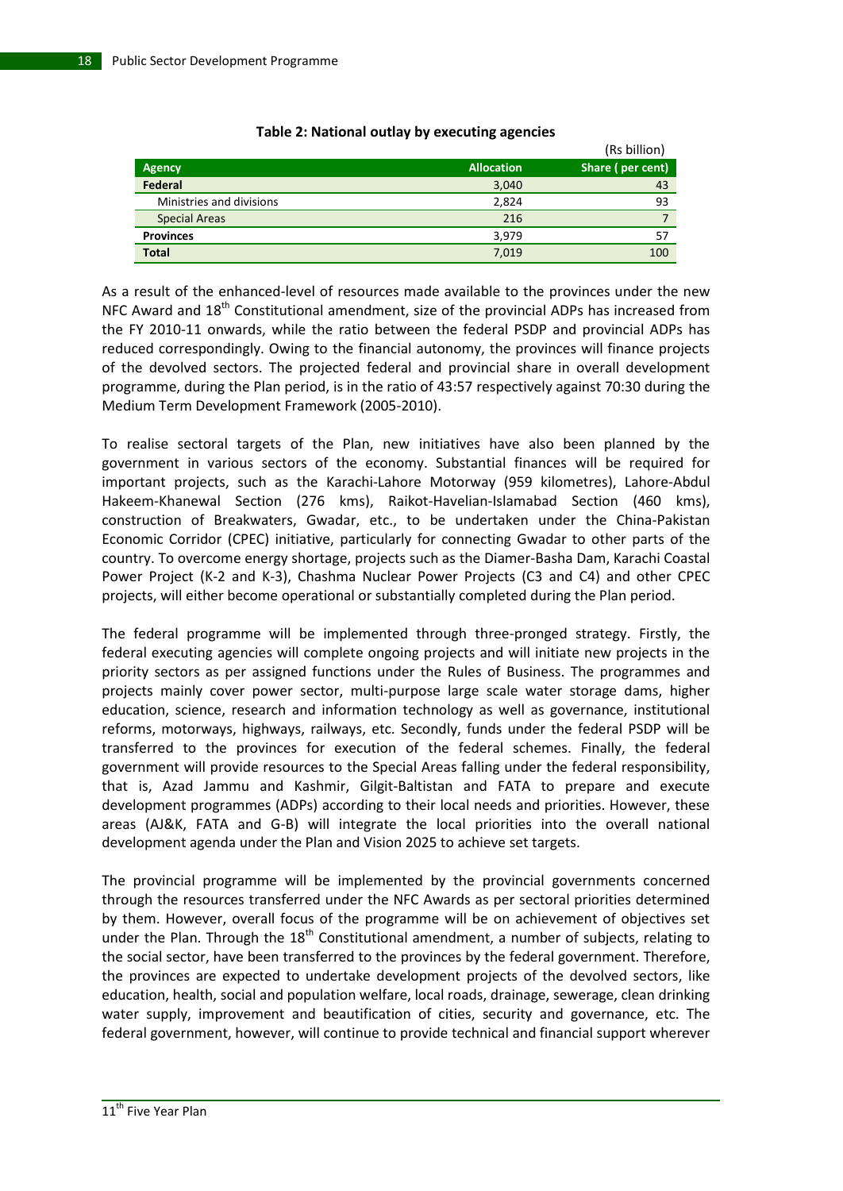**Table 2: National outlay by executing agencies**

(Rs billion)

| Agency | Allocation | Share ( per cent) |
|---|---|---|
| **Federal** | 3,040 | 43 |
| Ministries and divisions | 2,824 | 93 |
| Special Areas | 216 | 7 |
| **Provinces** | 3,979 | 57 |
| **Total** | 7,019 | 100 |

As a result of the enhanced-level of resources made available to the provinces under the new NFC Award and 18th Constitutional amendment, size of the provincial ADPs has increased from the FY 2010-11 onwards, while the ratio between the federal PSDP and provincial ADPs has reduced correspondingly. Owing to the financial autonomy, the provinces will finance projects of the devolved sectors. The projected federal and provincial share in overall development programme, during the Plan period, is in the ratio of 43:57 respectively against 70:30 during the Medium Term Development Framework (2005-2010).

To realise sectoral targets of the Plan, new initiatives have also been planned by the government in various sectors of the economy. Substantial finances will be required for important projects, such as the Karachi-Lahore Motorway (959 kilometres), Lahore-Abdul Hakeem-Khanewal Section (276 kms), Raikot-Havelian-Islamabad Section (460 kms), construction of Breakwaters, Gwadar, etc., to be undertaken under the China-Pakistan Economic Corridor (CPEC) initiative, particularly for connecting Gwadar to other parts of the country. To overcome energy shortage, projects such as the Diamer-Basha Dam, Karachi Coastal Power Project (K-2 and K-3), Chashma Nuclear Power Projects (C3 and C4) and other CPEC projects, will either become operational or substantially completed during the Plan period.

The federal programme will be implemented through three-pronged strategy. Firstly, the federal executing agencies will complete ongoing projects and will initiate new projects in the priority sectors as per assigned functions under the Rules of Business. The programmes and projects mainly cover power sector, multi-purpose large scale water storage dams, higher education, science, research and information technology as well as governance, institutional reforms, motorways, highways, railways, etc. Secondly, funds under the federal PSDP will be transferred to the provinces for execution of the federal schemes. Finally, the federal government will provide resources to the Special Areas falling under the federal responsibility, that is, Azad Jammu and Kashmir, Gilgit-Baltistan and FATA to prepare and execute development programmes (ADPs) according to their local needs and priorities. However, these areas (AJ&K, FATA and G-B) will integrate the local priorities into the overall national development agenda under the Plan and Vision 2025 to achieve set targets.

The provincial programme will be implemented by the provincial governments concerned through the resources transferred under the NFC Awards as per sectoral priorities determined by them. However, overall focus of the programme will be on achievement of objectives set under the Plan. Through the 18th Constitutional amendment, a number of subjects, relating to the social sector, have been transferred to the provinces by the federal government. Therefore, the provinces are expected to undertake development projects of the devolved sectors, like education, health, social and population welfare, local roads, drainage, sewerage, clean drinking water supply, improvement and beautification of cities, security and governance, etc. The federal government, however, will continue to provide technical and financial support wherever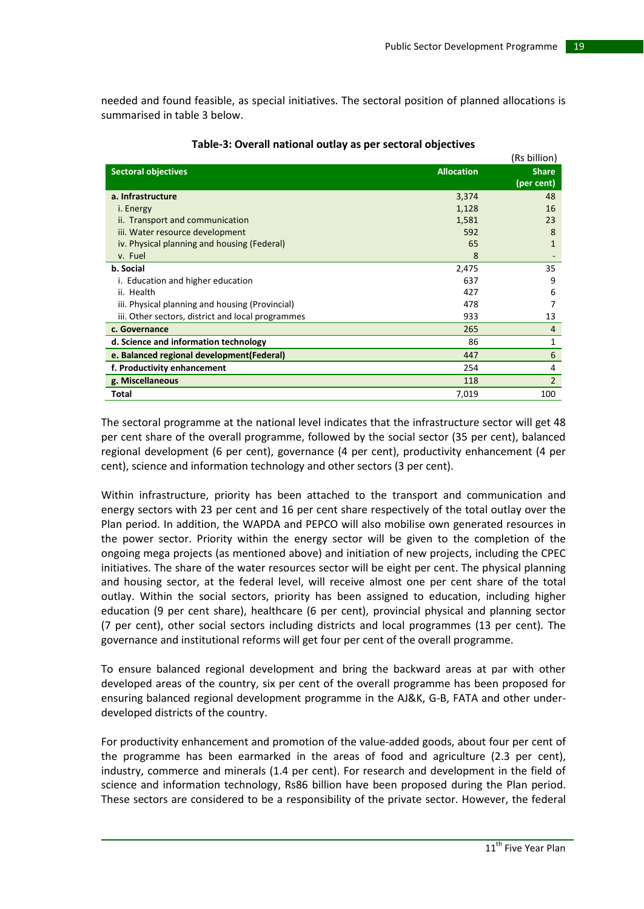needed and found feasible, as special initiatives. The sectoral position of planned allocations is summarised in table 3 below.

**Table-3: Overall national outlay as per sectoral objectives**

(Rs billion)

| Sectoral objectives | Allocation | Share (per cent) |
|---|---|---|
| **a. Infrastructure** | 3,374 | 48 |
| i. Energy | 1,128 | 16 |
| ii. Transport and communication | 1,581 | 23 |
| iii. Water resource development | 592 | 8 |
| iv. Physical planning and housing (Federal) | 65 | 1 |
| v. Fuel | 8 | - |
| **b. Social** | 2,475 | 35 |
| i. Education and higher education | 637 | 9 |
| ii. Health | 427 | 6 |
| iii. Physical planning and housing (Provincial) | 478 | 7 |
| iii. Other sectors, district and local programmes | 933 | 13 |
| **c. Governance** | 265 | 4 |
| **d. Science and information technology** | 86 | 1 |
| **e. Balanced regional development(Federal)** | 447 | 6 |
| **f. Productivity enhancement** | 254 | 4 |
| **g. Miscellaneous** | 118 | 2 |
| **Total** | 7,019 | 100 |

The sectoral programme at the national level indicates that the infrastructure sector will get 48 per cent share of the overall programme, followed by the social sector (35 per cent), balanced regional development (6 per cent), governance (4 per cent), productivity enhancement (4 per cent), science and information technology and other sectors (3 per cent).

Within infrastructure, priority has been attached to the transport and communication and energy sectors with 23 per cent and 16 per cent share respectively of the total outlay over the Plan period. In addition, the WAPDA and PEPCO will also mobilise own generated resources in the power sector. Priority within the energy sector will be given to the completion of the ongoing mega projects (as mentioned above) and initiation of new projects, including the CPEC initiatives. The share of the water resources sector will be eight per cent. The physical planning and housing sector, at the federal level, will receive almost one per cent share of the total outlay. Within the social sectors, priority has been assigned to education, including higher education (9 per cent share), healthcare (6 per cent), provincial physical and planning sector (7 per cent), other social sectors including districts and local programmes (13 per cent). The governance and institutional reforms will get four per cent of the overall programme.

To ensure balanced regional development and bring the backward areas at par with other developed areas of the country, six per cent of the overall programme has been proposed for ensuring balanced regional development programme in the AJ&K, G-B, FATA and other under-developed districts of the country.

For productivity enhancement and promotion of the value-added goods, about four per cent of the programme has been earmarked in the areas of food and agriculture (2.3 per cent), industry, commerce and minerals (1.4 per cent). For research and development in the field of science and information technology, Rs86 billion have been proposed during the Plan period. These sectors are considered to be a responsibility of the private sector. However, the federal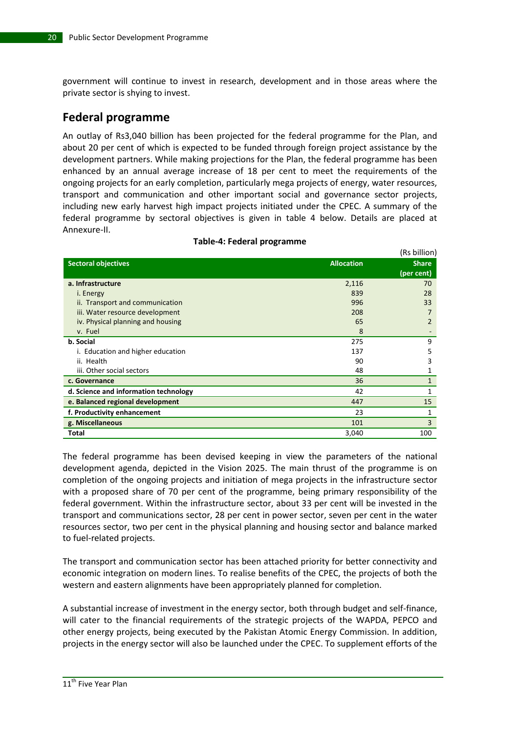government will continue to invest in research, development and in those areas where the private sector is shying to invest.

## Federal programme

An outlay of Rs3,040 billion has been projected for the federal programme for the Plan, and about 20 per cent of which is expected to be funded through foreign project assistance by the development partners. While making projections for the Plan, the federal programme has been enhanced by an annual average increase of 18 per cent to meet the requirements of the ongoing projects for an early completion, particularly mega projects of energy, water resources, transport and communication and other important social and governance sector projects, including new early harvest high impact projects initiated under the CPEC. A summary of the federal programme by sectoral objectives is given in table 4 below. Details are placed at Annexure-II.

**Table-4: Federal programme**

(Rs billion)

| Sectoral objectives | Allocation | Share (per cent) |
|---|---|---|
| **a. Infrastructure** | 2,116 | 70 |
| i. Energy | 839 | 28 |
| ii. Transport and communication | 996 | 33 |
| iii. Water resource development | 208 | 7 |
| iv. Physical planning and housing | 65 | 2 |
| v. Fuel | 8 | - |
| **b. Social** | 275 | 9 |
| i. Education and higher education | 137 | 5 |
| ii. Health | 90 | 3 |
| iii. Other social sectors | 48 | 1 |
| **c. Governance** | 36 | 1 |
| **d. Science and information technology** | 42 | 1 |
| **e. Balanced regional development** | 447 | 15 |
| **f. Productivity enhancement** | 23 | 1 |
| **g. Miscellaneous** | 101 | 3 |
| **Total** | 3,040 | 100 |

The federal programme has been devised keeping in view the parameters of the national development agenda, depicted in the Vision 2025. The main thrust of the programme is on completion of the ongoing projects and initiation of mega projects in the infrastructure sector with a proposed share of 70 per cent of the programme, being primary responsibility of the federal government. Within the infrastructure sector, about 33 per cent will be invested in the transport and communications sector, 28 per cent in power sector, seven per cent in the water resources sector, two per cent in the physical planning and housing sector and balance marked to fuel-related projects.

The transport and communication sector has been attached priority for better connectivity and economic integration on modern lines. To realise benefits of the CPEC, the projects of both the western and eastern alignments have been appropriately planned for completion.

A substantial increase of investment in the energy sector, both through budget and self-finance, will cater to the financial requirements of the strategic projects of the WAPDA, PEPCO and other energy projects, being executed by the Pakistan Atomic Energy Commission. In addition, projects in the energy sector will also be launched under the CPEC. To supplement efforts of the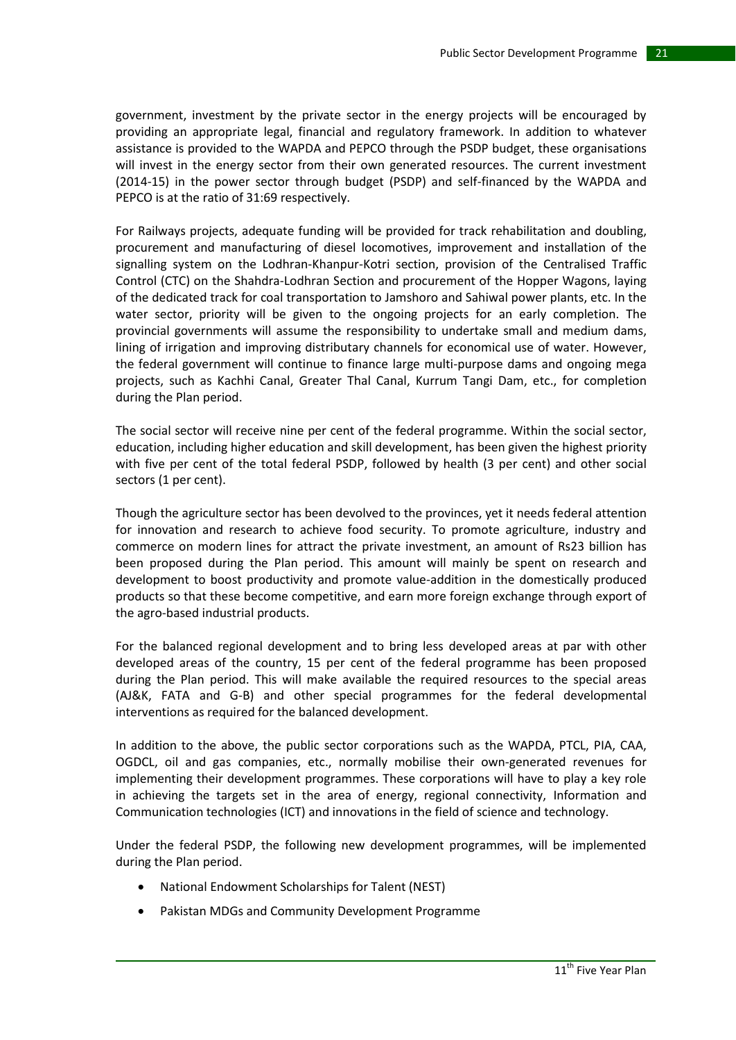government, investment by the private sector in the energy projects will be encouraged by providing an appropriate legal, financial and regulatory framework. In addition to whatever assistance is provided to the WAPDA and PEPCO through the PSDP budget, these organisations will invest in the energy sector from their own generated resources. The current investment (2014-15) in the power sector through budget (PSDP) and self-financed by the WAPDA and PEPCO is at the ratio of 31:69 respectively.

For Railways projects, adequate funding will be provided for track rehabilitation and doubling, procurement and manufacturing of diesel locomotives, improvement and installation of the signalling system on the Lodhran-Khanpur-Kotri section, provision of the Centralised Traffic Control (CTC) on the Shahdra-Lodhran Section and procurement of the Hopper Wagons, laying of the dedicated track for coal transportation to Jamshoro and Sahiwal power plants, etc. In the water sector, priority will be given to the ongoing projects for an early completion. The provincial governments will assume the responsibility to undertake small and medium dams, lining of irrigation and improving distributary channels for economical use of water. However, the federal government will continue to finance large multi-purpose dams and ongoing mega projects, such as Kachhi Canal, Greater Thal Canal, Kurrum Tangi Dam, etc., for completion during the Plan period.

The social sector will receive nine per cent of the federal programme. Within the social sector, education, including higher education and skill development, has been given the highest priority with five per cent of the total federal PSDP, followed by health (3 per cent) and other social sectors (1 per cent).

Though the agriculture sector has been devolved to the provinces, yet it needs federal attention for innovation and research to achieve food security. To promote agriculture, industry and commerce on modern lines for attract the private investment, an amount of Rs23 billion has been proposed during the Plan period. This amount will mainly be spent on research and development to boost productivity and promote value-addition in the domestically produced products so that these become competitive, and earn more foreign exchange through export of the agro-based industrial products.

For the balanced regional development and to bring less developed areas at par with other developed areas of the country, 15 per cent of the federal programme has been proposed during the Plan period. This will make available the required resources to the special areas (AJ&K, FATA and G-B) and other special programmes for the federal developmental interventions as required for the balanced development.

In addition to the above, the public sector corporations such as the WAPDA, PTCL, PIA, CAA, OGDCL, oil and gas companies, etc., normally mobilise their own-generated revenues for implementing their development programmes. These corporations will have to play a key role in achieving the targets set in the area of energy, regional connectivity, Information and Communication technologies (ICT) and innovations in the field of science and technology.

Under the federal PSDP, the following new development programmes, will be implemented during the Plan period.

- National Endowment Scholarships for Talent (NEST)
- Pakistan MDGs and Community Development Programme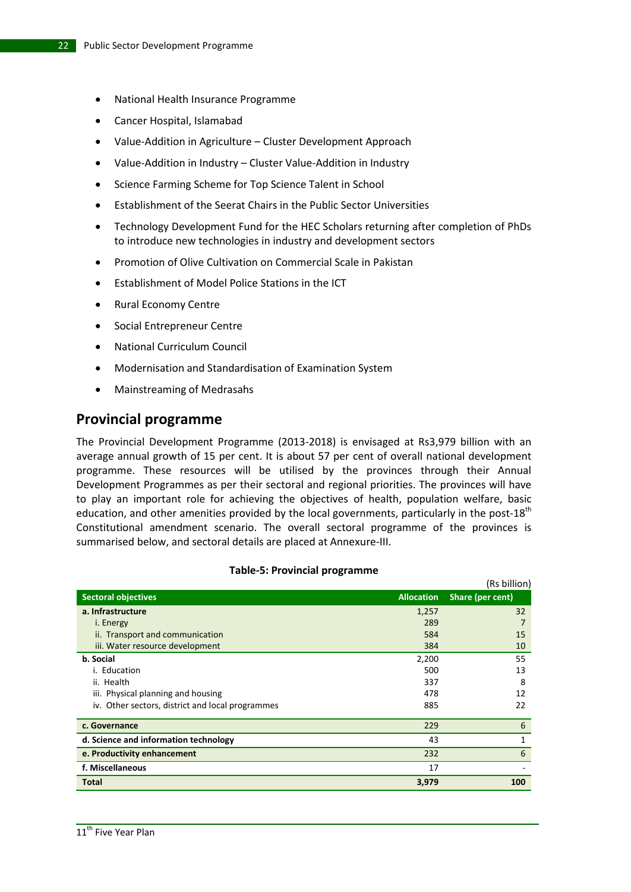- National Health Insurance Programme
- Cancer Hospital, Islamabad
- Value-Addition in Agriculture – Cluster Development Approach
- Value-Addition in Industry – Cluster Value-Addition in Industry
- Science Farming Scheme for Top Science Talent in School
- Establishment of the Seerat Chairs in the Public Sector Universities
- Technology Development Fund for the HEC Scholars returning after completion of PhDs to introduce new technologies in industry and development sectors
- Promotion of Olive Cultivation on Commercial Scale in Pakistan
- Establishment of Model Police Stations in the ICT
- Rural Economy Centre
- Social Entrepreneur Centre
- National Curriculum Council
- Modernisation and Standardisation of Examination System
- Mainstreaming of Medrasahs

## Provincial programme

The Provincial Development Programme (2013-2018) is envisaged at Rs3,979 billion with an average annual growth of 15 per cent. It is about 57 per cent of overall national development programme. These resources will be utilised by the provinces through their Annual Development Programmes as per their sectoral and regional priorities. The provinces will have to play an important role for achieving the objectives of health, population welfare, basic education, and other amenities provided by the local governments, particularly in the post-18th Constitutional amendment scenario. The overall sectoral programme of the provinces is summarised below, and sectoral details are placed at Annexure-III.

**Table-5: Provincial programme**

(Rs billion)

| Sectoral objectives | Allocation | Share (per cent) |
|---|---|---|
| **a. Infrastructure** | 1,257 | 32 |
| i. Energy | 289 | 7 |
| ii. Transport and communication | 584 | 15 |
| iii. Water resource development | 384 | 10 |
| **b. Social** | 2,200 | 55 |
| i. Education | 500 | 13 |
| ii. Health | 337 | 8 |
| iii. Physical planning and housing | 478 | 12 |
| iv. Other sectors, district and local programmes | 885 | 22 |
| **c. Governance** | 229 | 6 |
| **d. Science and information technology** | 43 | 1 |
| **e. Productivity enhancement** | 232 | 6 |
| **f. Miscellaneous** | 17 | - |
| **Total** | **3,979** | **100** |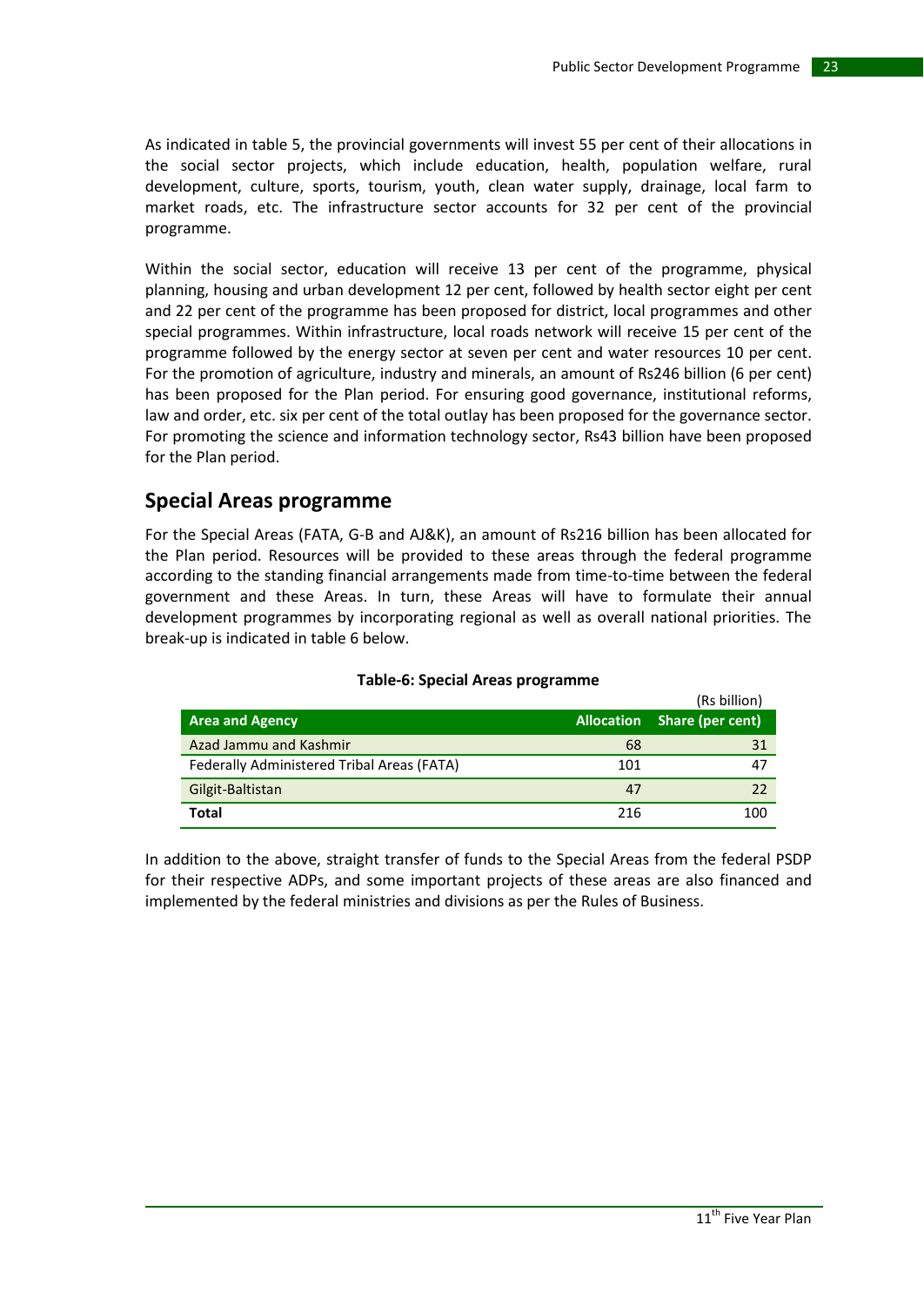As indicated in table 5, the provincial governments will invest 55 per cent of their allocations in the social sector projects, which include education, health, population welfare, rural development, culture, sports, tourism, youth, clean water supply, drainage, local farm to market roads, etc. The infrastructure sector accounts for 32 per cent of the provincial programme.

Within the social sector, education will receive 13 per cent of the programme, physical planning, housing and urban development 12 per cent, followed by health sector eight per cent and 22 per cent of the programme has been proposed for district, local programmes and other special programmes. Within infrastructure, local roads network will receive 15 per cent of the programme followed by the energy sector at seven per cent and water resources 10 per cent. For the promotion of agriculture, industry and minerals, an amount of Rs246 billion (6 per cent) has been proposed for the Plan period. For ensuring good governance, institutional reforms, law and order, etc. six per cent of the total outlay has been proposed for the governance sector. For promoting the science and information technology sector, Rs43 billion have been proposed for the Plan period.

## Special Areas programme

For the Special Areas (FATA, G-B and AJ&K), an amount of Rs216 billion has been allocated for the Plan period. Resources will be provided to these areas through the federal programme according to the standing financial arrangements made from time-to-time between the federal government and these Areas. In turn, these Areas will have to formulate their annual development programmes by incorporating regional as well as overall national priorities. The break-up is indicated in table 6 below.

**Table-6: Special Areas programme**

(Rs billion)

| Area and Agency | Allocation | Share (per cent) |
|---|---|---|
| Azad Jammu and Kashmir | 68 | 31 |
| Federally Administered Tribal Areas (FATA) | 101 | 47 |
| Gilgit-Baltistan | 47 | 22 |
| **Total** | 216 | 100 |

In addition to the above, straight transfer of funds to the Special Areas from the federal PSDP for their respective ADPs, and some important projects of these areas are also financed and implemented by the federal ministries and divisions as per the Rules of Business.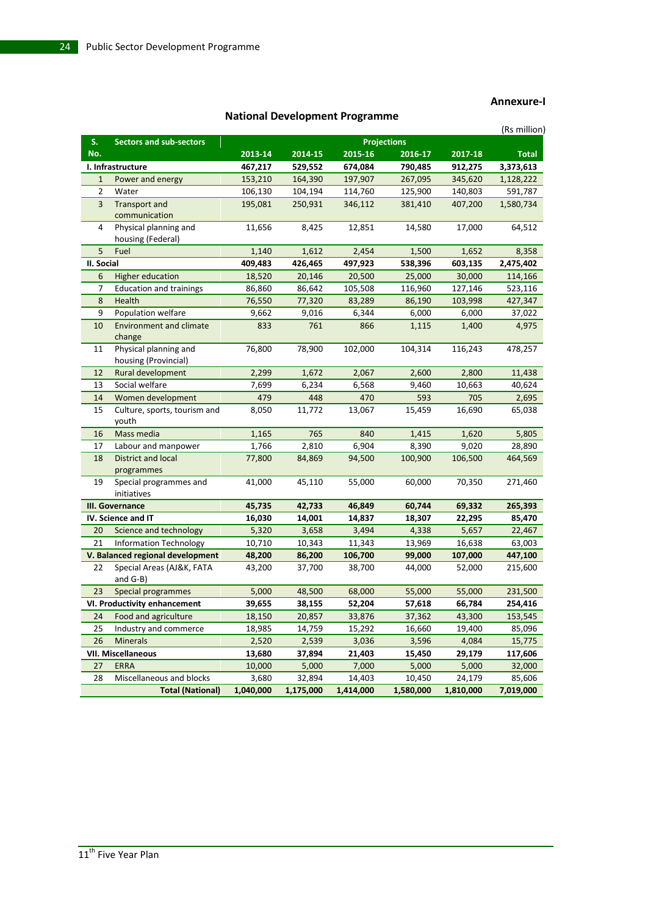**Annexure-I**

## National Development Programme

(Rs million)

| S. No. | Sectors and sub-sectors | Projections | | | | | |
|---|---|---|---|---|---|---|---|
| | | 2013-14 | 2014-15 | 2015-16 | 2016-17 | 2017-18 | Total |
| **I. Infrastructure** | | **467,217** | **529,552** | **674,084** | **790,485** | **912,275** | **3,373,613** |
| 1 | Power and energy | 153,210 | 164,390 | 197,907 | 267,095 | 345,620 | 1,128,222 |
| 2 | Water | 106,130 | 104,194 | 114,760 | 125,900 | 140,803 | 591,787 |
| 3 | Transport and communication | 195,081 | 250,931 | 346,112 | 381,410 | 407,200 | 1,580,734 |
| 4 | Physical planning and housing (Federal) | 11,656 | 8,425 | 12,851 | 14,580 | 17,000 | 64,512 |
| 5 | Fuel | 1,140 | 1,612 | 2,454 | 1,500 | 1,652 | 8,358 |
| **II. Social** | | **409,483** | **426,465** | **497,923** | **538,396** | **603,135** | **2,475,402** |
| 6 | Higher education | 18,520 | 20,146 | 20,500 | 25,000 | 30,000 | 114,166 |
| 7 | Education and trainings | 86,860 | 86,642 | 105,508 | 116,960 | 127,146 | 523,116 |
| 8 | Health | 76,550 | 77,320 | 83,289 | 86,190 | 103,998 | 427,347 |
| 9 | Population welfare | 9,662 | 9,016 | 6,344 | 6,000 | 6,000 | 37,022 |
| 10 | Environment and climate change | 833 | 761 | 866 | 1,115 | 1,400 | 4,975 |
| 11 | Physical planning and housing (Provincial) | 76,800 | 78,900 | 102,000 | 104,314 | 116,243 | 478,257 |
| 12 | Rural development | 2,299 | 1,672 | 2,067 | 2,600 | 2,800 | 11,438 |
| 13 | Social welfare | 7,699 | 6,234 | 6,568 | 9,460 | 10,663 | 40,624 |
| 14 | Women development | 479 | 448 | 470 | 593 | 705 | 2,695 |
| 15 | Culture, sports, tourism and youth | 8,050 | 11,772 | 13,067 | 15,459 | 16,690 | 65,038 |
| 16 | Mass media | 1,165 | 765 | 840 | 1,415 | 1,620 | 5,805 |
| 17 | Labour and manpower | 1,766 | 2,810 | 6,904 | 8,390 | 9,020 | 28,890 |
| 18 | District and local programmes | 77,800 | 84,869 | 94,500 | 100,900 | 106,500 | 464,569 |
| 19 | Special programmes and initiatives | 41,000 | 45,110 | 55,000 | 60,000 | 70,350 | 271,460 |
| **III. Governance** | | **45,735** | **42,733** | **46,849** | **60,744** | **69,332** | **265,393** |
| **IV. Science and IT** | | **16,030** | **14,001** | **14,837** | **18,307** | **22,295** | **85,470** |
| 20 | Science and technology | 5,320 | 3,658 | 3,494 | 4,338 | 5,657 | 22,467 |
| 21 | Information Technology | 10,710 | 10,343 | 11,343 | 13,969 | 16,638 | 63,003 |
| **V. Balanced regional development** | | **48,200** | **86,200** | **106,700** | **99,000** | **107,000** | **447,100** |
| 22 | Special Areas (AJ&K, FATA and G-B) | 43,200 | 37,700 | 38,700 | 44,000 | 52,000 | 215,600 |
| 23 | Special programmes | 5,000 | 48,500 | 68,000 | 55,000 | 55,000 | 231,500 |
| **VI. Productivity enhancement** | | **39,655** | **38,155** | **52,204** | **57,618** | **66,784** | **254,416** |
| 24 | Food and agriculture | 18,150 | 20,857 | 33,876 | 37,362 | 43,300 | 153,545 |
| 25 | Industry and commerce | 18,985 | 14,759 | 15,292 | 16,660 | 19,400 | 85,096 |
| 26 | Minerals | 2,520 | 2,539 | 3,036 | 3,596 | 4,084 | 15,775 |
| **VII. Miscellaneous** | | **13,680** | **37,894** | **21,403** | **15,450** | **29,179** | **117,606** |
| 27 | ERRA | 10,000 | 5,000 | 7,000 | 5,000 | 5,000 | 32,000 |
| 28 | Miscellaneous and blocks | 3,680 | 32,894 | 14,403 | 10,450 | 24,179 | 85,606 |
| | **Total (National)** | **1,040,000** | **1,175,000** | **1,414,000** | **1,580,000** | **1,810,000** | **7,019,000** |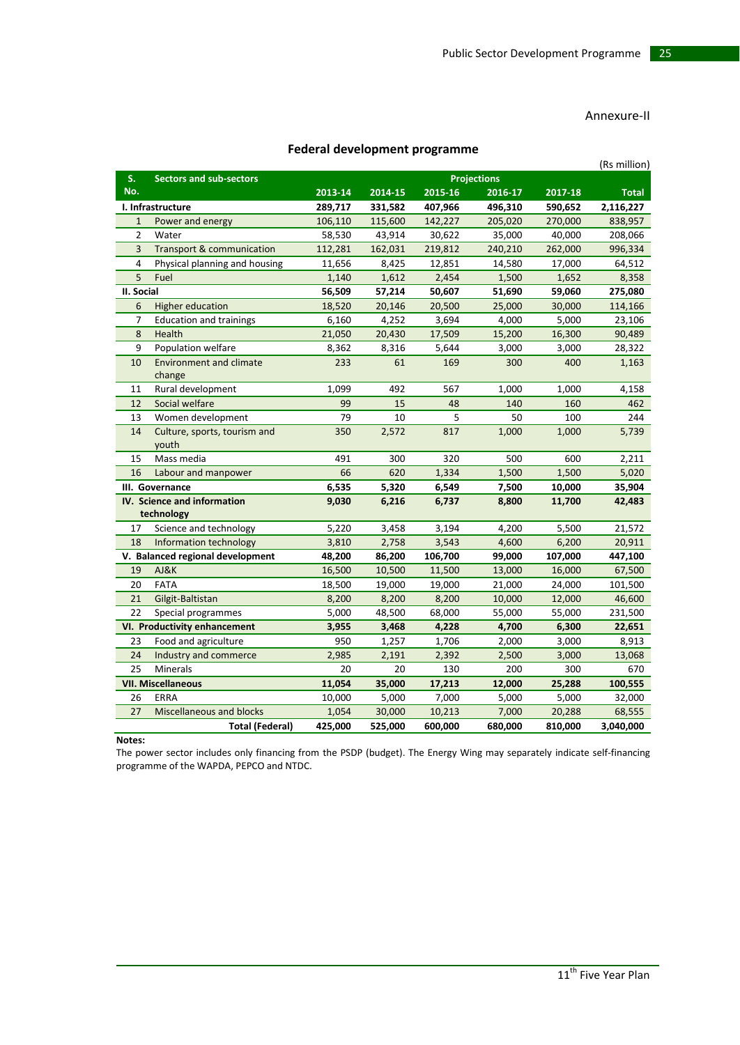Annexure-II

## Federal development programme

(Rs million)

| S. No. | Sectors and sub-sectors | Projections | | | | | |
|---|---|---|---|---|---|---|---|
| | | 2013-14 | 2014-15 | 2015-16 | 2016-17 | 2017-18 | Total |
| **I. Infrastructure** | | **289,717** | **331,582** | **407,966** | **496,310** | **590,652** | **2,116,227** |
| 1 | Power and energy | 106,110 | 115,600 | 142,227 | 205,020 | 270,000 | 838,957 |
| 2 | Water | 58,530 | 43,914 | 30,622 | 35,000 | 40,000 | 208,066 |
| 3 | Transport & communication | 112,281 | 162,031 | 219,812 | 240,210 | 262,000 | 996,334 |
| 4 | Physical planning and housing | 11,656 | 8,425 | 12,851 | 14,580 | 17,000 | 64,512 |
| 5 | Fuel | 1,140 | 1,612 | 2,454 | 1,500 | 1,652 | 8,358 |
| **II. Social** | | **56,509** | **57,214** | **50,607** | **51,690** | **59,060** | **275,080** |
| 6 | Higher education | 18,520 | 20,146 | 20,500 | 25,000 | 30,000 | 114,166 |
| 7 | Education and trainings | 6,160 | 4,252 | 3,694 | 4,000 | 5,000 | 23,106 |
| 8 | Health | 21,050 | 20,430 | 17,509 | 15,200 | 16,300 | 90,489 |
| 9 | Population welfare | 8,362 | 8,316 | 5,644 | 3,000 | 3,000 | 28,322 |
| 10 | Environment and climate change | 233 | 61 | 169 | 300 | 400 | 1,163 |
| 11 | Rural development | 1,099 | 492 | 567 | 1,000 | 1,000 | 4,158 |
| 12 | Social welfare | 99 | 15 | 48 | 140 | 160 | 462 |
| 13 | Women development | 79 | 10 | 5 | 50 | 100 | 244 |
| 14 | Culture, sports, tourism and youth | 350 | 2,572 | 817 | 1,000 | 1,000 | 5,739 |
| 15 | Mass media | 491 | 300 | 320 | 500 | 600 | 2,211 |
| 16 | Labour and manpower | 66 | 620 | 1,334 | 1,500 | 1,500 | 5,020 |
| **III. Governance** | | **6,535** | **5,320** | **6,549** | **7,500** | **10,000** | **35,904** |
| **IV. Science and information technology** | | **9,030** | **6,216** | **6,737** | **8,800** | **11,700** | **42,483** |
| 17 | Science and technology | 5,220 | 3,458 | 3,194 | 4,200 | 5,500 | 21,572 |
| 18 | Information technology | 3,810 | 2,758 | 3,543 | 4,600 | 6,200 | 20,911 |
| **V. Balanced regional development** | | **48,200** | **86,200** | **106,700** | **99,000** | **107,000** | **447,100** |
| 19 | AJ&K | 16,500 | 10,500 | 11,500 | 13,000 | 16,000 | 67,500 |
| 20 | FATA | 18,500 | 19,000 | 19,000 | 21,000 | 24,000 | 101,500 |
| 21 | Gilgit-Baltistan | 8,200 | 8,200 | 8,200 | 10,000 | 12,000 | 46,600 |
| 22 | Special programmes | 5,000 | 48,500 | 68,000 | 55,000 | 55,000 | 231,500 |
| **VI. Productivity enhancement** | | **3,955** | **3,468** | **4,228** | **4,700** | **6,300** | **22,651** |
| 23 | Food and agriculture | 950 | 1,257 | 1,706 | 2,000 | 3,000 | 8,913 |
| 24 | Industry and commerce | 2,985 | 2,191 | 2,392 | 2,500 | 3,000 | 13,068 |
| 25 | Minerals | 20 | 20 | 130 | 200 | 300 | 670 |
| **VII. Miscellaneous** | | **11,054** | **35,000** | **17,213** | **12,000** | **25,288** | **100,555** |
| 26 | ERRA | 10,000 | 5,000 | 7,000 | 5,000 | 5,000 | 32,000 |
| 27 | Miscellaneous and blocks | 1,054 | 30,000 | 10,213 | 7,000 | 20,288 | 68,555 |
| | **Total (Federal)** | **425,000** | **525,000** | **600,000** | **680,000** | **810,000** | **3,040,000** |

**Notes:**

The power sector includes only financing from the PSDP (budget). The Energy Wing may separately indicate self-financing programme of the WAPDA, PEPCO and NTDC.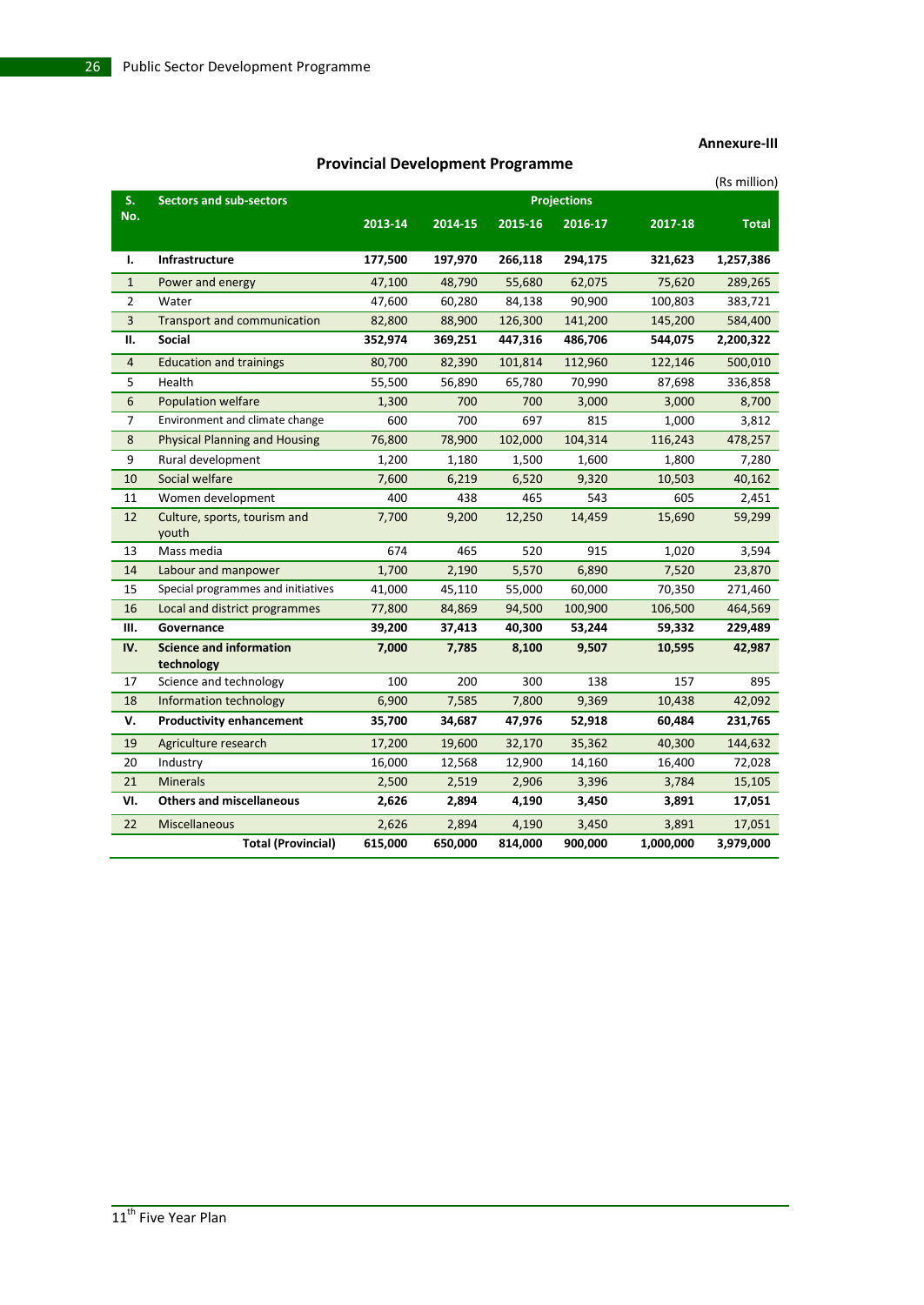**Annexure-III**

## Provincial Development Programme

(Rs million)

| S. No. | Sectors and sub-sectors | Projections | | | | | |
|---|---|---|---|---|---|---|---|
| | | 2013-14 | 2014-15 | 2015-16 | 2016-17 | 2017-18 | Total |
| **I.** | **Infrastructure** | **177,500** | **197,970** | **266,118** | **294,175** | **321,623** | **1,257,386** |
| 1 | Power and energy | 47,100 | 48,790 | 55,680 | 62,075 | 75,620 | 289,265 |
| 2 | Water | 47,600 | 60,280 | 84,138 | 90,900 | 100,803 | 383,721 |
| 3 | Transport and communication | 82,800 | 88,900 | 126,300 | 141,200 | 145,200 | 584,400 |
| **II.** | **Social** | **352,974** | **369,251** | **447,316** | **486,706** | **544,075** | **2,200,322** |
| 4 | Education and trainings | 80,700 | 82,390 | 101,814 | 112,960 | 122,146 | 500,010 |
| 5 | Health | 55,500 | 56,890 | 65,780 | 70,990 | 87,698 | 336,858 |
| 6 | Population welfare | 1,300 | 700 | 700 | 3,000 | 3,000 | 8,700 |
| 7 | Environment and climate change | 600 | 700 | 697 | 815 | 1,000 | 3,812 |
| 8 | Physical Planning and Housing | 76,800 | 78,900 | 102,000 | 104,314 | 116,243 | 478,257 |
| 9 | Rural development | 1,200 | 1,180 | 1,500 | 1,600 | 1,800 | 7,280 |
| 10 | Social welfare | 7,600 | 6,219 | 6,520 | 9,320 | 10,503 | 40,162 |
| 11 | Women development | 400 | 438 | 465 | 543 | 605 | 2,451 |
| 12 | Culture, sports, tourism and youth | 7,700 | 9,200 | 12,250 | 14,459 | 15,690 | 59,299 |
| 13 | Mass media | 674 | 465 | 520 | 915 | 1,020 | 3,594 |
| 14 | Labour and manpower | 1,700 | 2,190 | 5,570 | 6,890 | 7,520 | 23,870 |
| 15 | Special programmes and initiatives | 41,000 | 45,110 | 55,000 | 60,000 | 70,350 | 271,460 |
| 16 | Local and district programmes | 77,800 | 84,869 | 94,500 | 100,900 | 106,500 | 464,569 |
| **III.** | **Governance** | **39,200** | **37,413** | **40,300** | **53,244** | **59,332** | **229,489** |
| **IV.** | **Science and information technology** | **7,000** | **7,785** | **8,100** | **9,507** | **10,595** | **42,987** |
| 17 | Science and technology | 100 | 200 | 300 | 138 | 157 | 895 |
| 18 | Information technology | 6,900 | 7,585 | 7,800 | 9,369 | 10,438 | 42,092 |
| **V.** | **Productivity enhancement** | **35,700** | **34,687** | **47,976** | **52,918** | **60,484** | **231,765** |
| 19 | Agriculture research | 17,200 | 19,600 | 32,170 | 35,362 | 40,300 | 144,632 |
| 20 | Industry | 16,000 | 12,568 | 12,900 | 14,160 | 16,400 | 72,028 |
| 21 | Minerals | 2,500 | 2,519 | 2,906 | 3,396 | 3,784 | 15,105 |
| **VI.** | **Others and miscellaneous** | **2,626** | **2,894** | **4,190** | **3,450** | **3,891** | **17,051** |
| 22 | Miscellaneous | 2,626 | 2,894 | 4,190 | 3,450 | 3,891 | 17,051 |
| | **Total (Provincial)** | **615,000** | **650,000** | **814,000** | **900,000** | **1,000,000** | **3,979,000** |